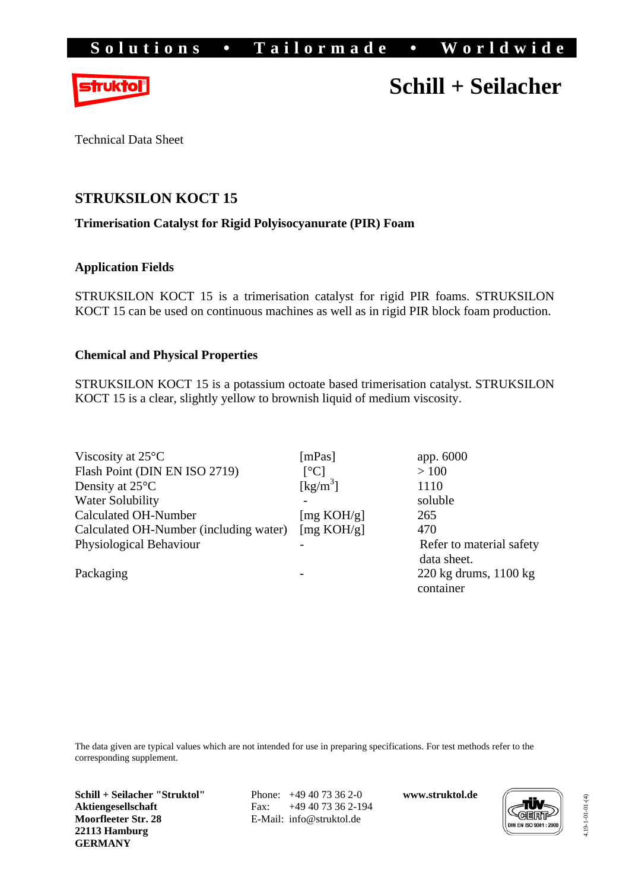Solutions • Tailormade • Worldwide

# Schill + Seilacher

Technical Data Sheet

## STRUKSILON KOCT 15

**Trimerisation Catalyst for Rigid Polyisocyanurate (PIR) Foam**

### Application Fields

STRUKSILON KOCT 15 is a trimerisation catalyst for rigid PIR foams. STRUKSILON KOCT 15 can be used on continuous machines as well as in rigid PIR block foam production.

### Chemical and Physical Properties

STRUKSILON KOCT 15 is a potassium octoate based trimerisation catalyst. STRUKSILON KOCT 15 is a clear, slightly yellow to brownish liquid of medium viscosity.

| Property | Unit | Value |
|---|---|---|
| Viscosity at 25°C | [mPas] | app. 6000 |
| Flash Point (DIN EN ISO 2719) | [°C] | > 100 |
| Density at 25°C | [kg/m$^3$] | 1110 |
| Water Solubility | - | soluble |
| Calculated OH-Number | [mg KOH/g] | 265 |
| Calculated OH-Number (including water) | [mg KOH/g] | 470 |
| Physiological Behaviour | - | Refer to material safety data sheet. |
| Packaging | - | 220 kg drums, 1100 kg container |

The data given are typical values which are not intended for use in preparing specifications. For test methods refer to the corresponding supplement.

**Schill + Seilacher "Struktol" Aktiengesellschaft**
**Moorfleeter Str. 28**
**22113 Hamburg**
**GERMANY**

Phone: +49 40 73 36 2-0
Fax: +49 40 73 36 2-194
E-Mail: info@struktol.de

**www.struktol.de**

TÜV CERT DIN EN ISO 9001 : 2000

4.19-1-01-01-(4)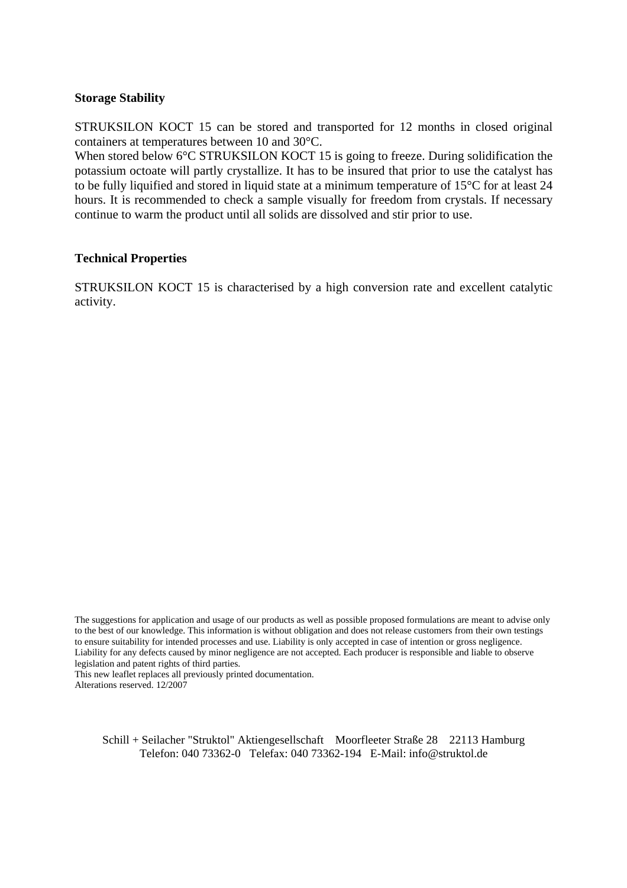## Storage Stability

STRUKSILON KOCT 15 can be stored and transported for 12 months in closed original containers at temperatures between 10 and 30°C.
When stored below 6°C STRUKSILON KOCT 15 is going to freeze. During solidification the potassium octoate will partly crystallize. It has to be insured that prior to use the catalyst has to be fully liquified and stored in liquid state at a minimum temperature of 15°C for at least 24 hours. It is recommended to check a sample visually for freedom from crystals. If necessary continue to warm the product until all solids are dissolved and stir prior to use.

## Technical Properties

STRUKSILON KOCT 15 is characterised by a high conversion rate and excellent catalytic activity.

The suggestions for application and usage of our products as well as possible proposed formulations are meant to advise only to the best of our knowledge. This information is without obligation and does not release customers from their own testings to ensure suitability for intended processes and use. Liability is only accepted in case of intention or gross negligence. Liability for any defects caused by minor negligence are not accepted. Each producer is responsible and liable to observe legislation and patent rights of third parties.
This new leaflet replaces all previously printed documentation.
Alterations reserved. 12/2007

Schill + Seilacher "Struktol" Aktiengesellschaft Moorfleeter Straße 28 22113 Hamburg
Telefon: 040 73362-0 Telefax: 040 73362-194 E-Mail: info@struktol.de